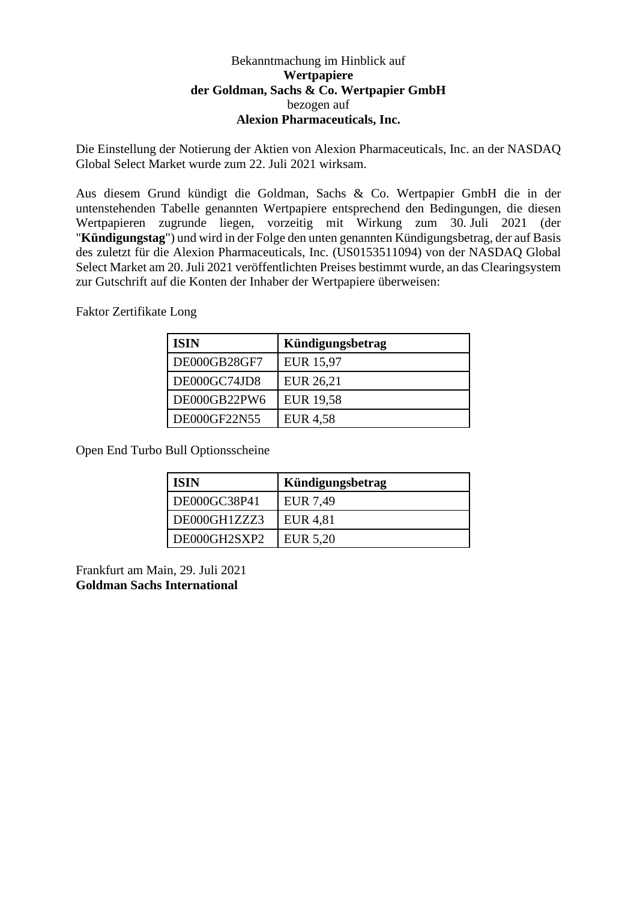Bekanntmachung im Hinblick auf
**Wertpapiere**
**der Goldman, Sachs & Co. Wertpapier GmbH**
bezogen auf
**Alexion Pharmaceuticals, Inc.**

Die Einstellung der Notierung der Aktien von Alexion Pharmaceuticals, Inc. an der NASDAQ Global Select Market wurde zum 22. Juli 2021 wirksam.

Aus diesem Grund kündigt die Goldman, Sachs & Co. Wertpapier GmbH die in der untenstehenden Tabelle genannten Wertpapiere entsprechend den Bedingungen, die diesen Wertpapieren zugrunde liegen, vorzeitig mit Wirkung zum 30. Juli 2021 (der "**Kündigungstag**") und wird in der Folge den unten genannten Kündigungsbetrag, der auf Basis des zuletzt für die Alexion Pharmaceuticals, Inc. (US0153511094) von der NASDAQ Global Select Market am 20. Juli 2021 veröffentlichten Preises bestimmt wurde, an das Clearingsystem zur Gutschrift auf die Konten der Inhaber der Wertpapiere überweisen:

Faktor Zertifikate Long

| ISIN | Kündigungsbetrag |
|---|---|
| DE000GB28GF7 | EUR 15,97 |
| DE000GC74JD8 | EUR 26,21 |
| DE000GB22PW6 | EUR 19,58 |
| DE000GF22N55 | EUR 4,58 |

Open End Turbo Bull Optionsscheine

| ISIN | Kündigungsbetrag |
|---|---|
| DE000GC38P41 | EUR 7,49 |
| DE000GH1ZZZ3 | EUR 4,81 |
| DE000GH2SXP2 | EUR 5,20 |

Frankfurt am Main, 29. Juli 2021
**Goldman Sachs International**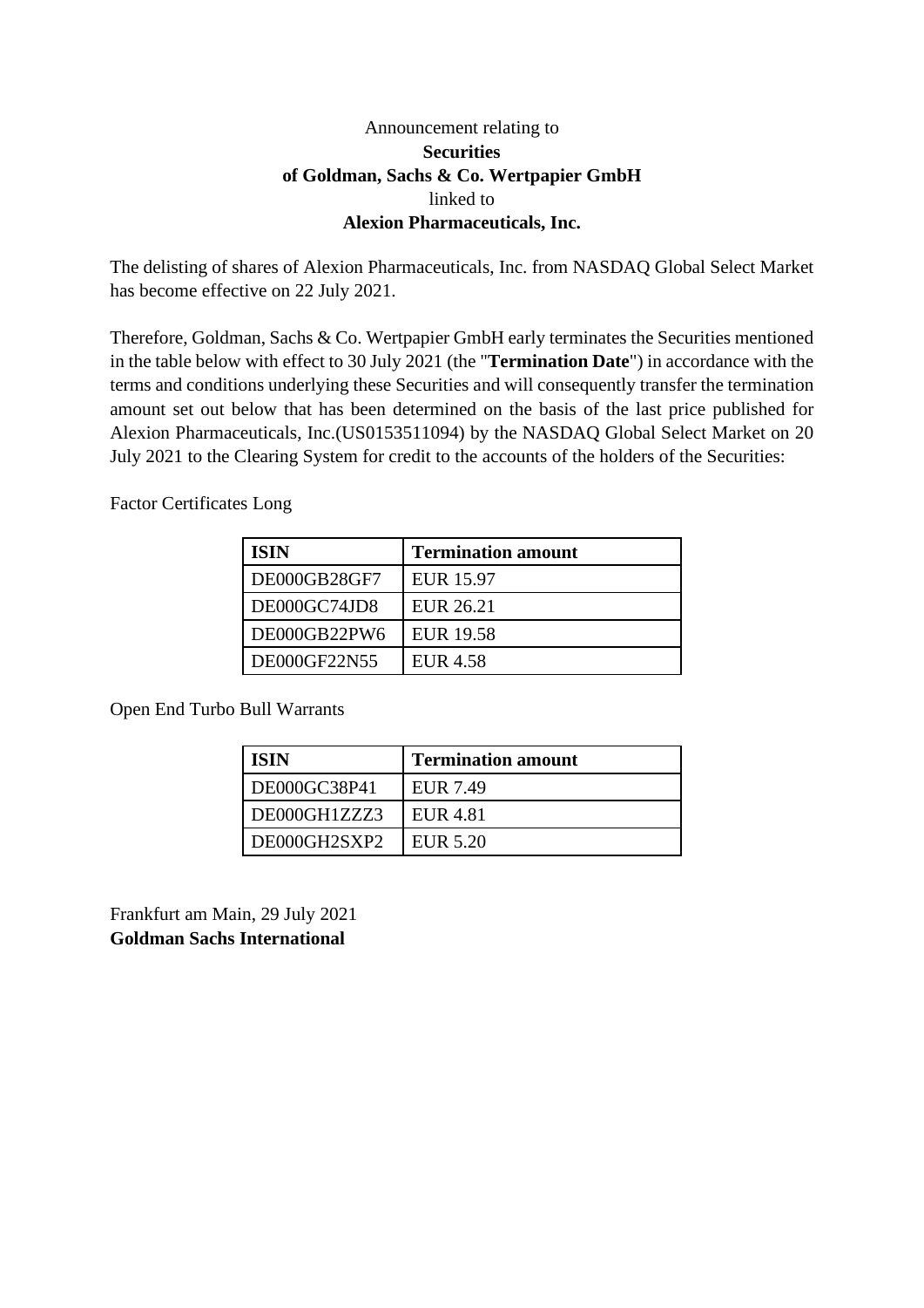Announcement relating to
**Securities**
**of Goldman, Sachs & Co. Wertpapier GmbH**
linked to
**Alexion Pharmaceuticals, Inc.**

The delisting of shares of Alexion Pharmaceuticals, Inc. from NASDAQ Global Select Market has become effective on 22 July 2021.

Therefore, Goldman, Sachs & Co. Wertpapier GmbH early terminates the Securities mentioned in the table below with effect to 30 July 2021 (the "**Termination Date**") in accordance with the terms and conditions underlying these Securities and will consequently transfer the termination amount set out below that has been determined on the basis of the last price published for Alexion Pharmaceuticals, Inc.(US0153511094) by the NASDAQ Global Select Market on 20 July 2021 to the Clearing System for credit to the accounts of the holders of the Securities:

Factor Certificates Long

| ISIN | Termination amount |
|---|---|
| DE000GB28GF7 | EUR 15.97 |
| DE000GC74JD8 | EUR 26.21 |
| DE000GB22PW6 | EUR 19.58 |
| DE000GF22N55 | EUR 4.58 |

Open End Turbo Bull Warrants

| ISIN | Termination amount |
|---|---|
| DE000GC38P41 | EUR 7.49 |
| DE000GH1ZZZ3 | EUR 4.81 |
| DE000GH2SXP2 | EUR 5.20 |

Frankfurt am Main, 29 July 2021
**Goldman Sachs International**